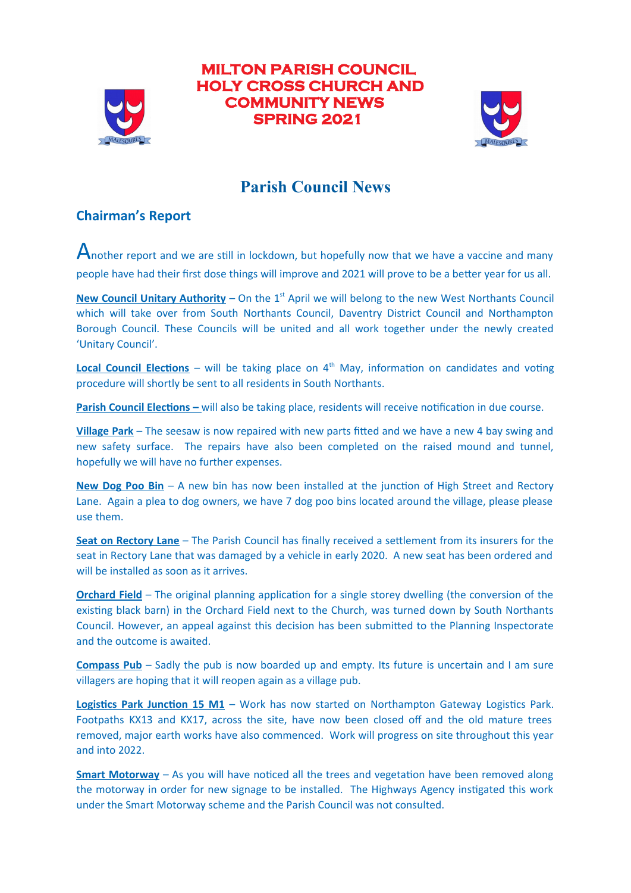# MILTON PARISH COUNCIL HOLY CROSS CHURCH AND COMMUNITY NEWS SPRING 2021

## Parish Council News

### Chairman's Report

Another report and we are still in lockdown, but hopefully now that we have a vaccine and many people have had their first dose things will improve and 2021 will prove to be a better year for us all.

**New Council Unitary Authority** – On the 1st April we will belong to the new West Northants Council which will take over from South Northants Council, Daventry District Council and Northampton Borough Council. These Councils will be united and all work together under the newly created 'Unitary Council'.

**Local Council Elections** – will be taking place on 4th May, information on candidates and voting procedure will shortly be sent to all residents in South Northants.

**Parish Council Elections –** will also be taking place, residents will receive notification in due course.

**Village Park** – The seesaw is now repaired with new parts fitted and we have a new 4 bay swing and new safety surface. The repairs have also been completed on the raised mound and tunnel, hopefully we will have no further expenses.

**New Dog Poo Bin** – A new bin has now been installed at the junction of High Street and Rectory Lane. Again a plea to dog owners, we have 7 dog poo bins located around the village, please please use them.

**Seat on Rectory Lane** – The Parish Council has finally received a settlement from its insurers for the seat in Rectory Lane that was damaged by a vehicle in early 2020. A new seat has been ordered and will be installed as soon as it arrives.

**Orchard Field** – The original planning application for a single storey dwelling (the conversion of the existing black barn) in the Orchard Field next to the Church, was turned down by South Northants Council. However, an appeal against this decision has been submitted to the Planning Inspectorate and the outcome is awaited.

**Compass Pub** – Sadly the pub is now boarded up and empty. Its future is uncertain and I am sure villagers are hoping that it will reopen again as a village pub.

**Logistics Park Junction 15 M1** – Work has now started on Northampton Gateway Logistics Park. Footpaths KX13 and KX17, across the site, have now been closed off and the old mature trees removed, major earth works have also commenced. Work will progress on site throughout this year and into 2022.

**Smart Motorway** – As you will have noticed all the trees and vegetation have been removed along the motorway in order for new signage to be installed. The Highways Agency instigated this work under the Smart Motorway scheme and the Parish Council was not consulted.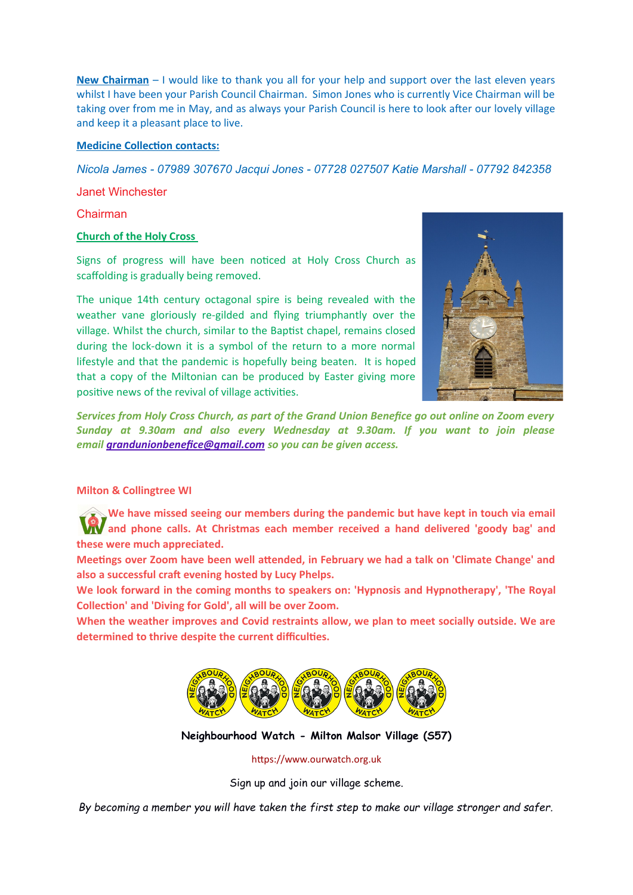**New Chairman** – I would like to thank you all for your help and support over the last eleven years whilst I have been your Parish Council Chairman. Simon Jones who is currently Vice Chairman will be taking over from me in May, and as always your Parish Council is here to look after our lovely village and keep it a pleasant place to live.

**Medicine Collection contacts:**

*Nicola James - 07989 307670 Jacqui Jones - 07728 027507 Katie Marshall - 07792 842358*

Janet Winchester

Chairman

**Church of the Holy Cross**

Signs of progress will have been noticed at Holy Cross Church as scaffolding is gradually being removed.

The unique 14th century octagonal spire is being revealed with the weather vane gloriously re-gilded and flying triumphantly over the village. Whilst the church, similar to the Baptist chapel, remains closed during the lock-down it is a symbol of the return to a more normal lifestyle and that the pandemic is hopefully being beaten. It is hoped that a copy of the Miltonian can be produced by Easter giving more positive news of the revival of village activities.

***Services from Holy Cross Church, as part of the Grand Union Benefice go out online on Zoom every Sunday at 9.30am and also every Wednesday at 9.30am. If you want to join please email grandunionbenefice@gmail.com so you can be given access.***

**Milton & Collingtree WI**

**We have missed seeing our members during the pandemic but have kept in touch via email and phone calls. At Christmas each member received a hand delivered 'goody bag' and these were much appreciated.**

**Meetings over Zoom have been well attended, in February we had a talk on 'Climate Change' and also a successful craft evening hosted by Lucy Phelps.**

**We look forward in the coming months to speakers on: 'Hypnosis and Hypnotherapy', 'The Royal Collection' and 'Diving for Gold', all will be over Zoom.**

**When the weather improves and Covid restraints allow, we plan to meet socially outside. We are determined to thrive despite the current difficulties.**

**Neighbourhood Watch - Milton Malsor Village (S57)**

https://www.ourwatch.org.uk

Sign up and join our village scheme.

*By becoming a member you will have taken the first step to make our village stronger and safer.*